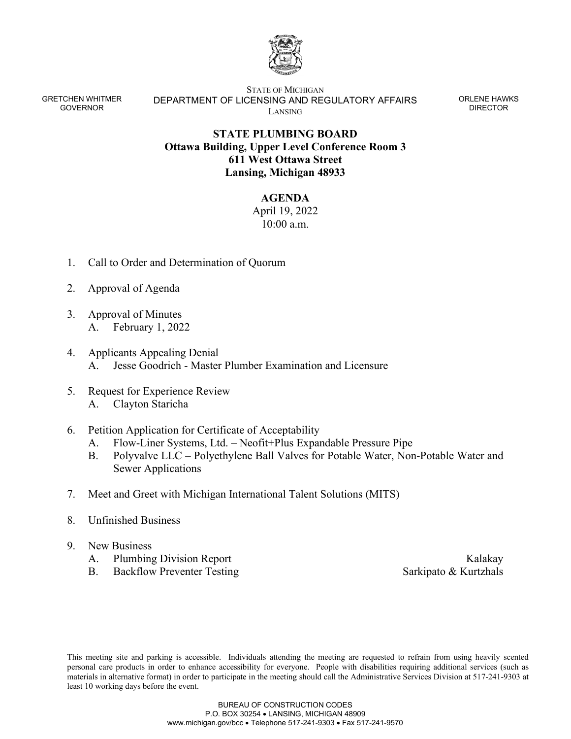GRETCHEN WHITMER
GOVERNOR

STATE OF MICHIGAN
DEPARTMENT OF LICENSING AND REGULATORY AFFAIRS
LANSING

ORLENE HAWKS
DIRECTOR

**STATE PLUMBING BOARD**
**Ottawa Building, Upper Level Conference Room 3**
**611 West Ottawa Street**
**Lansing, Michigan 48933**

**AGENDA**
April 19, 2022
10:00 a.m.

1. Call to Order and Determination of Quorum

2. Approval of Agenda

3. Approval of Minutes
   A. February 1, 2022

4. Applicants Appealing Denial
   A. Jesse Goodrich - Master Plumber Examination and Licensure

5. Request for Experience Review
   A. Clayton Staricha

6. Petition Application for Certificate of Acceptability
   A. Flow-Liner Systems, Ltd. – Neofit+Plus Expandable Pressure Pipe
   B. Polyvalve LLC – Polyethylene Ball Valves for Potable Water, Non-Potable Water and Sewer Applications

7. Meet and Greet with Michigan International Talent Solutions (MITS)

8. Unfinished Business

9. New Business
   A. Plumbing Division Report — Kalakay
   B. Backflow Preventer Testing — Sarkipato & Kurtzhals

This meeting site and parking is accessible. Individuals attending the meeting are requested to refrain from using heavily scented personal care products in order to enhance accessibility for everyone. People with disabilities requiring additional services (such as materials in alternative format) in order to participate in the meeting should call the Administrative Services Division at 517-241-9303 at least 10 working days before the event.

BUREAU OF CONSTRUCTION CODES
P.O. BOX 30254 • LANSING, MICHIGAN 48909
www.michigan.gov/bcc • Telephone 517-241-9303 • Fax 517-241-9570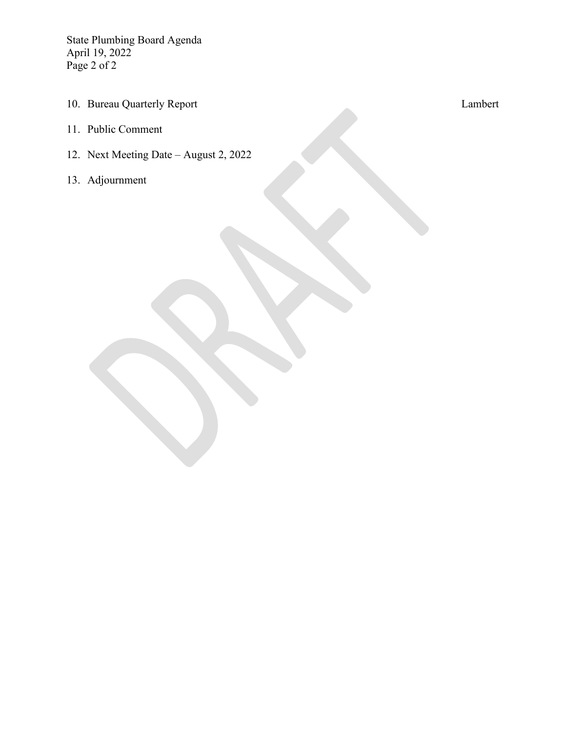10. Bureau Quarterly Report Lambert

11. Public Comment

12. Next Meeting Date – August 2, 2022

13. Adjournment